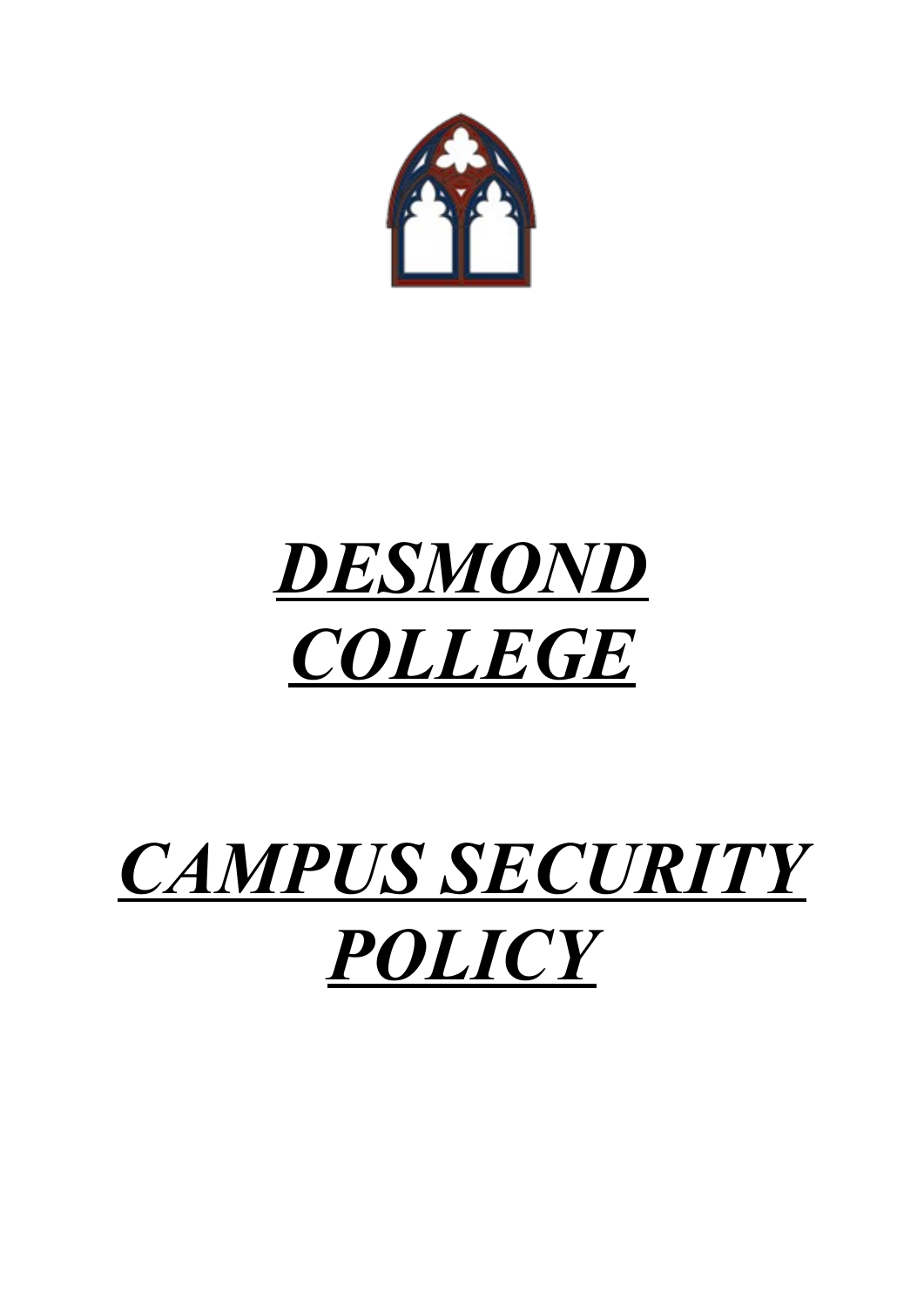# ***DESMOND COLLEGE***

# ***CAMPUS SECURITY POLICY***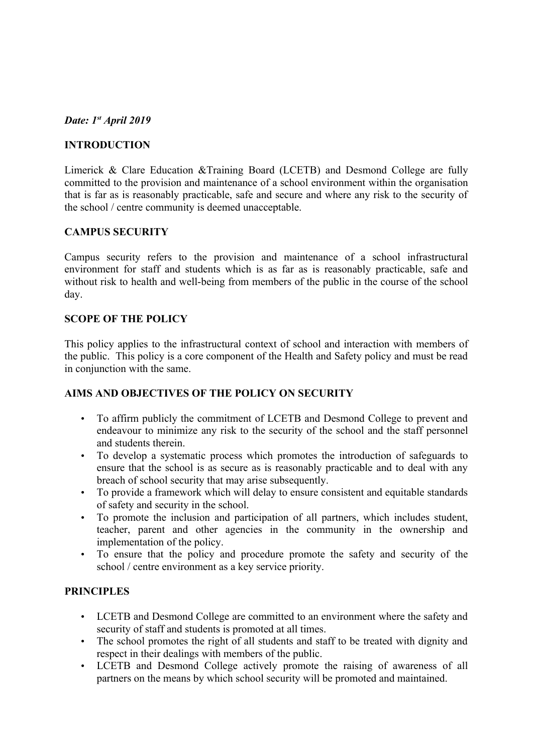***Date: 1st April 2019***

## INTRODUCTION

Limerick & Clare Education &Training Board (LCETB) and Desmond College are fully committed to the provision and maintenance of a school environment within the organisation that is far as is reasonably practicable, safe and secure and where any risk to the security of the school / centre community is deemed unacceptable.

## CAMPUS SECURITY

Campus security refers to the provision and maintenance of a school infrastructural environment for staff and students which is as far as is reasonably practicable, safe and without risk to health and well-being from members of the public in the course of the school day.

## SCOPE OF THE POLICY

This policy applies to the infrastructural context of school and interaction with members of the public. This policy is a core component of the Health and Safety policy and must be read in conjunction with the same.

## AIMS AND OBJECTIVES OF THE POLICY ON SECURITY

- To affirm publicly the commitment of LCETB and Desmond College to prevent and endeavour to minimize any risk to the security of the school and the staff personnel and students therein.
- To develop a systematic process which promotes the introduction of safeguards to ensure that the school is as secure as is reasonably practicable and to deal with any breach of school security that may arise subsequently.
- To provide a framework which will delay to ensure consistent and equitable standards of safety and security in the school.
- To promote the inclusion and participation of all partners, which includes student, teacher, parent and other agencies in the community in the ownership and implementation of the policy.
- To ensure that the policy and procedure promote the safety and security of the school / centre environment as a key service priority.

## PRINCIPLES

- LCETB and Desmond College are committed to an environment where the safety and security of staff and students is promoted at all times.
- The school promotes the right of all students and staff to be treated with dignity and respect in their dealings with members of the public.
- LCETB and Desmond College actively promote the raising of awareness of all partners on the means by which school security will be promoted and maintained.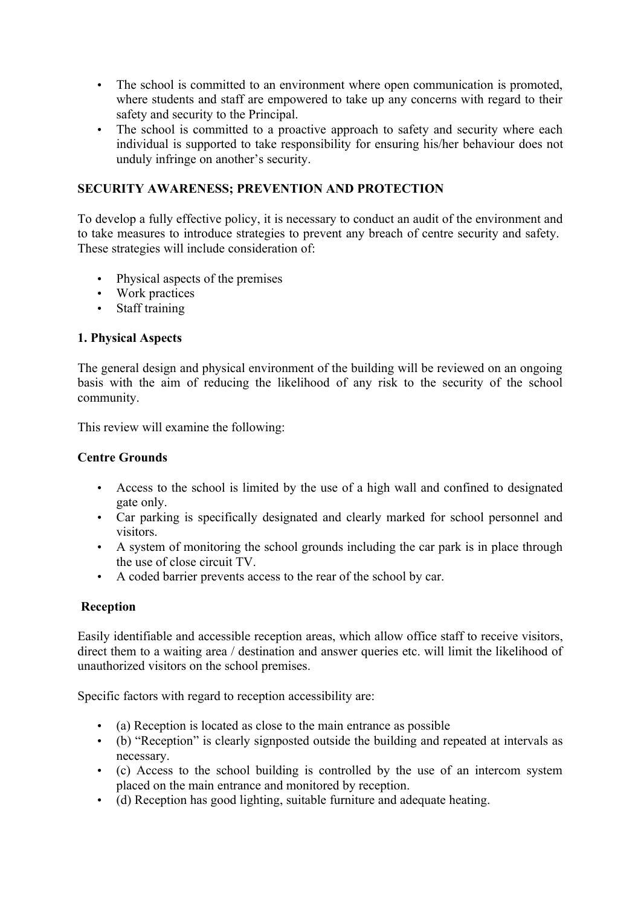- The school is committed to an environment where open communication is promoted, where students and staff are empowered to take up any concerns with regard to their safety and security to the Principal.
- The school is committed to a proactive approach to safety and security where each individual is supported to take responsibility for ensuring his/her behaviour does not unduly infringe on another's security.

**SECURITY AWARENESS; PREVENTION AND PROTECTION**

To develop a fully effective policy, it is necessary to conduct an audit of the environment and to take measures to introduce strategies to prevent any breach of centre security and safety. These strategies will include consideration of:

- Physical aspects of the premises
- Work practices
- Staff training

**1. Physical Aspects**

The general design and physical environment of the building will be reviewed on an ongoing basis with the aim of reducing the likelihood of any risk to the security of the school community.

This review will examine the following:

**Centre Grounds**

- Access to the school is limited by the use of a high wall and confined to designated gate only.
- Car parking is specifically designated and clearly marked for school personnel and visitors.
- A system of monitoring the school grounds including the car park is in place through the use of close circuit TV.
- A coded barrier prevents access to the rear of the school by car.

**Reception**

Easily identifiable and accessible reception areas, which allow office staff to receive visitors, direct them to a waiting area / destination and answer queries etc. will limit the likelihood of unauthorized visitors on the school premises.

Specific factors with regard to reception accessibility are:

- (a) Reception is located as close to the main entrance as possible
- (b) "Reception" is clearly signposted outside the building and repeated at intervals as necessary.
- (c) Access to the school building is controlled by the use of an intercom system placed on the main entrance and monitored by reception.
- (d) Reception has good lighting, suitable furniture and adequate heating.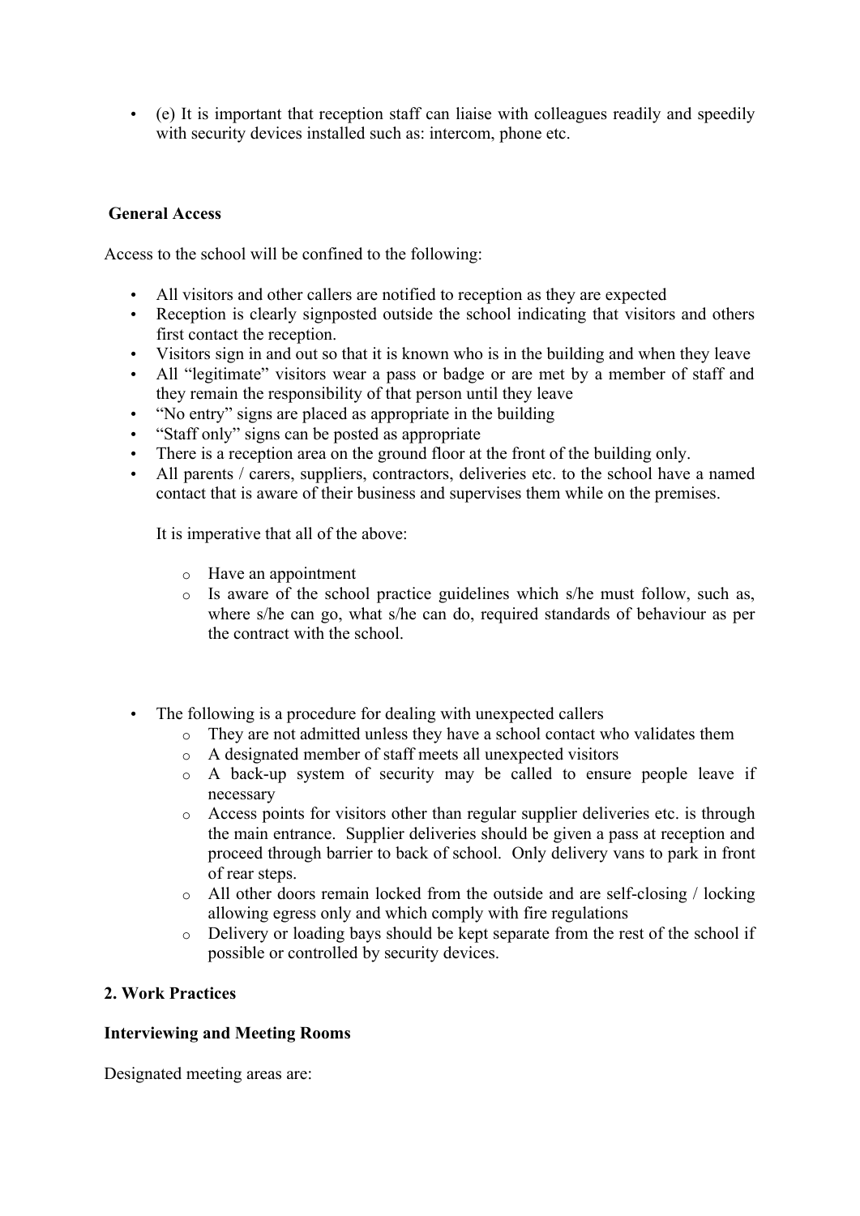- (e) It is important that reception staff can liaise with colleagues readily and speedily with security devices installed such as: intercom, phone etc.

**General Access**

Access to the school will be confined to the following:

- All visitors and other callers are notified to reception as they are expected
- Reception is clearly signposted outside the school indicating that visitors and others first contact the reception.
- Visitors sign in and out so that it is known who is in the building and when they leave
- All "legitimate" visitors wear a pass or badge or are met by a member of staff and they remain the responsibility of that person until they leave
- "No entry" signs are placed as appropriate in the building
- "Staff only" signs can be posted as appropriate
- There is a reception area on the ground floor at the front of the building only.
- All parents / carers, suppliers, contractors, deliveries etc. to the school have a named contact that is aware of their business and supervises them while on the premises.

  It is imperative that all of the above:

  - Have an appointment
  - Is aware of the school practice guidelines which s/he must follow, such as, where s/he can go, what s/he can do, required standards of behaviour as per the contract with the school.

- The following is a procedure for dealing with unexpected callers
  - They are not admitted unless they have a school contact who validates them
  - A designated member of staff meets all unexpected visitors
  - A back-up system of security may be called to ensure people leave if necessary
  - Access points for visitors other than regular supplier deliveries etc. is through the main entrance. Supplier deliveries should be given a pass at reception and proceed through barrier to back of school. Only delivery vans to park in front of rear steps.
  - All other doors remain locked from the outside and are self-closing / locking allowing egress only and which comply with fire regulations
  - Delivery or loading bays should be kept separate from the rest of the school if possible or controlled by security devices.

**2. Work Practices**

**Interviewing and Meeting Rooms**

Designated meeting areas are: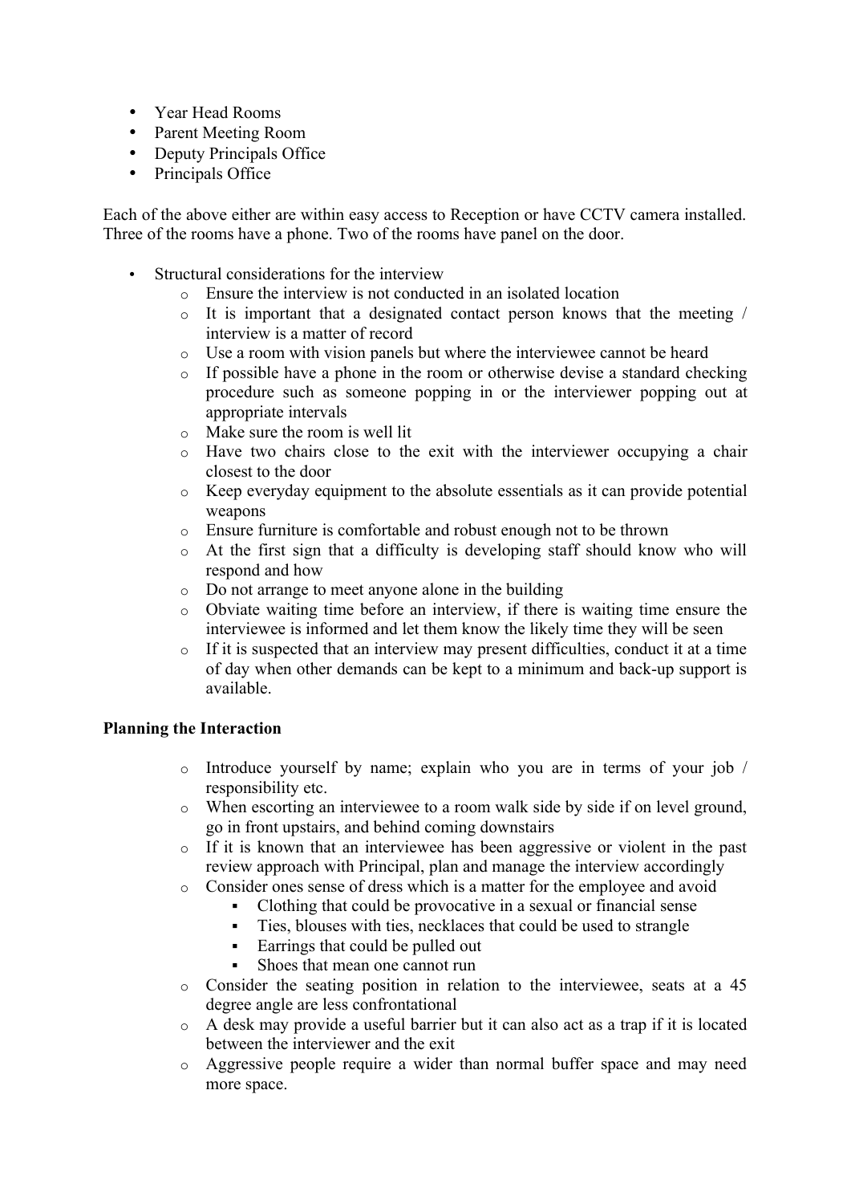- Year Head Rooms
- Parent Meeting Room
- Deputy Principals Office
- Principals Office

Each of the above either are within easy access to Reception or have CCTV camera installed. Three of the rooms have a phone. Two of the rooms have panel on the door.

- Structural considerations for the interview
  - Ensure the interview is not conducted in an isolated location
  - It is important that a designated contact person knows that the meeting / interview is a matter of record
  - Use a room with vision panels but where the interviewee cannot be heard
  - If possible have a phone in the room or otherwise devise a standard checking procedure such as someone popping in or the interviewer popping out at appropriate intervals
  - Make sure the room is well lit
  - Have two chairs close to the exit with the interviewer occupying a chair closest to the door
  - Keep everyday equipment to the absolute essentials as it can provide potential weapons
  - Ensure furniture is comfortable and robust enough not to be thrown
  - At the first sign that a difficulty is developing staff should know who will respond and how
  - Do not arrange to meet anyone alone in the building
  - Obviate waiting time before an interview, if there is waiting time ensure the interviewee is informed and let them know the likely time they will be seen
  - If it is suspected that an interview may present difficulties, conduct it at a time of day when other demands can be kept to a minimum and back-up support is available.

**Planning the Interaction**

- Introduce yourself by name; explain who you are in terms of your job / responsibility etc.
- When escorting an interviewee to a room walk side by side if on level ground, go in front upstairs, and behind coming downstairs
- If it is known that an interviewee has been aggressive or violent in the past review approach with Principal, plan and manage the interview accordingly
- Consider ones sense of dress which is a matter for the employee and avoid
  - Clothing that could be provocative in a sexual or financial sense
  - Ties, blouses with ties, necklaces that could be used to strangle
  - Earrings that could be pulled out
  - Shoes that mean one cannot run
- Consider the seating position in relation to the interviewee, seats at a 45 degree angle are less confrontational
- A desk may provide a useful barrier but it can also act as a trap if it is located between the interviewer and the exit
- Aggressive people require a wider than normal buffer space and may need more space.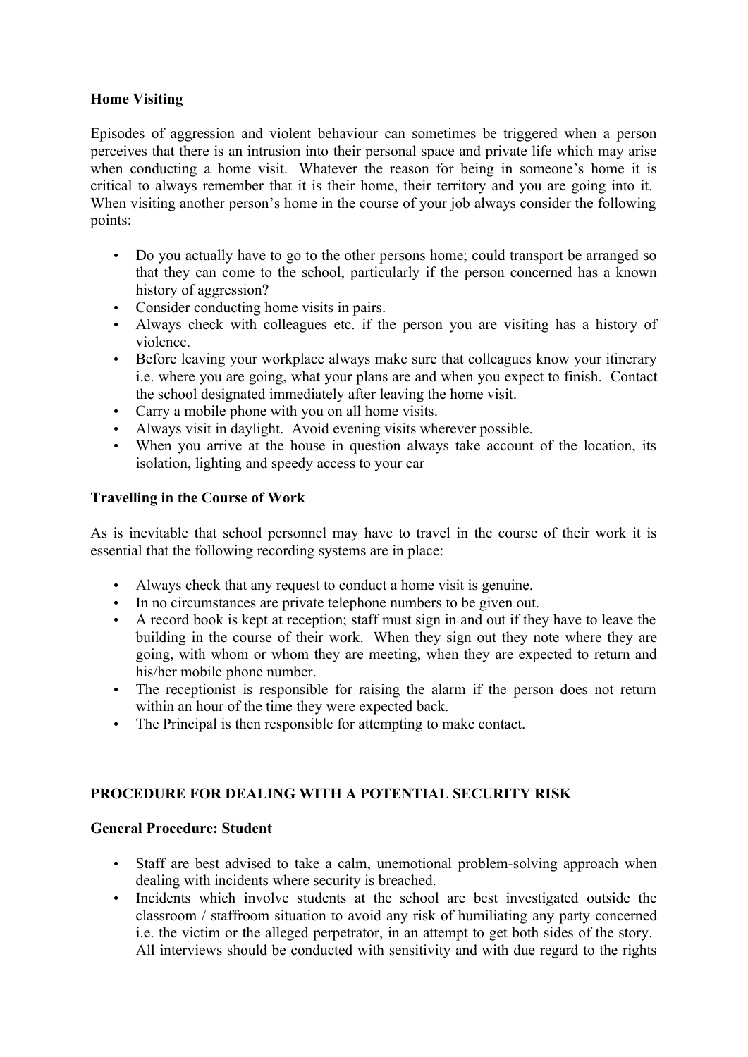**Home Visiting**

Episodes of aggression and violent behaviour can sometimes be triggered when a person perceives that there is an intrusion into their personal space and private life which may arise when conducting a home visit. Whatever the reason for being in someone's home it is critical to always remember that it is their home, their territory and you are going into it. When visiting another person's home in the course of your job always consider the following points:

- Do you actually have to go to the other persons home; could transport be arranged so that they can come to the school, particularly if the person concerned has a known history of aggression?
- Consider conducting home visits in pairs.
- Always check with colleagues etc. if the person you are visiting has a history of violence.
- Before leaving your workplace always make sure that colleagues know your itinerary i.e. where you are going, what your plans are and when you expect to finish. Contact the school designated immediately after leaving the home visit.
- Carry a mobile phone with you on all home visits.
- Always visit in daylight. Avoid evening visits wherever possible.
- When you arrive at the house in question always take account of the location, its isolation, lighting and speedy access to your car

**Travelling in the Course of Work**

As is inevitable that school personnel may have to travel in the course of their work it is essential that the following recording systems are in place:

- Always check that any request to conduct a home visit is genuine.
- In no circumstances are private telephone numbers to be given out.
- A record book is kept at reception; staff must sign in and out if they have to leave the building in the course of their work. When they sign out they note where they are going, with whom or whom they are meeting, when they are expected to return and his/her mobile phone number.
- The receptionist is responsible for raising the alarm if the person does not return within an hour of the time they were expected back.
- The Principal is then responsible for attempting to make contact.

**PROCEDURE FOR DEALING WITH A POTENTIAL SECURITY RISK**

**General Procedure: Student**

- Staff are best advised to take a calm, unemotional problem-solving approach when dealing with incidents where security is breached.
- Incidents which involve students at the school are best investigated outside the classroom / staffroom situation to avoid any risk of humiliating any party concerned i.e. the victim or the alleged perpetrator, in an attempt to get both sides of the story. All interviews should be conducted with sensitivity and with due regard to the rights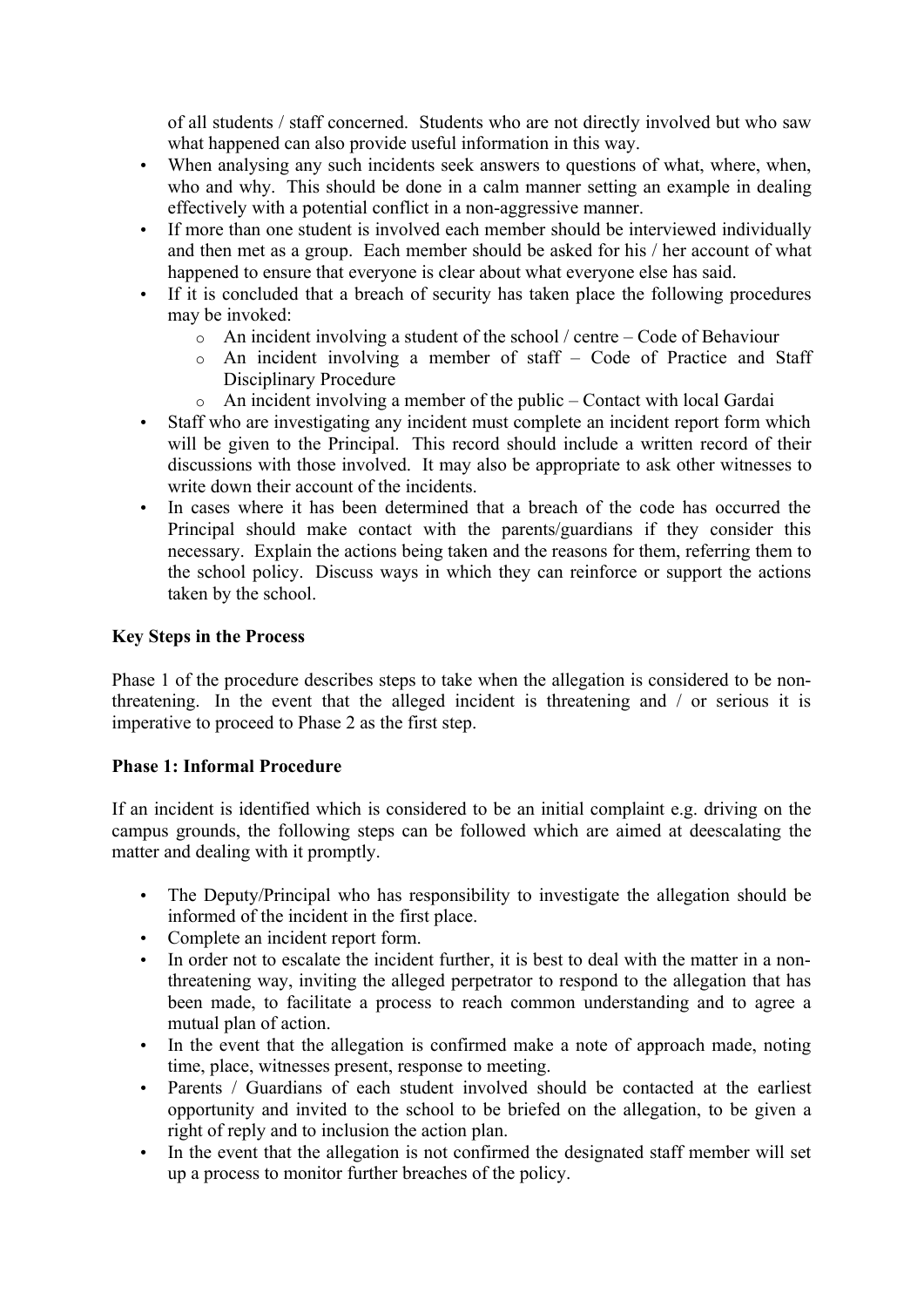of all students / staff concerned. Students who are not directly involved but who saw what happened can also provide useful information in this way.

- When analysing any such incidents seek answers to questions of what, where, when, who and why. This should be done in a calm manner setting an example in dealing effectively with a potential conflict in a non-aggressive manner.
- If more than one student is involved each member should be interviewed individually and then met as a group. Each member should be asked for his / her account of what happened to ensure that everyone is clear about what everyone else has said.
- If it is concluded that a breach of security has taken place the following procedures may be invoked:
    - An incident involving a student of the school / centre – Code of Behaviour
    - An incident involving a member of staff – Code of Practice and Staff Disciplinary Procedure
    - An incident involving a member of the public – Contact with local Gardai
- Staff who are investigating any incident must complete an incident report form which will be given to the Principal. This record should include a written record of their discussions with those involved. It may also be appropriate to ask other witnesses to write down their account of the incidents.
- In cases where it has been determined that a breach of the code has occurred the Principal should make contact with the parents/guardians if they consider this necessary. Explain the actions being taken and the reasons for them, referring them to the school policy. Discuss ways in which they can reinforce or support the actions taken by the school.

**Key Steps in the Process**

Phase 1 of the procedure describes steps to take when the allegation is considered to be non-threatening. In the event that the alleged incident is threatening and / or serious it is imperative to proceed to Phase 2 as the first step.

**Phase 1: Informal Procedure**

If an incident is identified which is considered to be an initial complaint e.g. driving on the campus grounds, the following steps can be followed which are aimed at deescalating the matter and dealing with it promptly.

- The Deputy/Principal who has responsibility to investigate the allegation should be informed of the incident in the first place.
- Complete an incident report form.
- In order not to escalate the incident further, it is best to deal with the matter in a non-threatening way, inviting the alleged perpetrator to respond to the allegation that has been made, to facilitate a process to reach common understanding and to agree a mutual plan of action.
- In the event that the allegation is confirmed make a note of approach made, noting time, place, witnesses present, response to meeting.
- Parents / Guardians of each student involved should be contacted at the earliest opportunity and invited to the school to be briefed on the allegation, to be given a right of reply and to inclusion the action plan.
- In the event that the allegation is not confirmed the designated staff member will set up a process to monitor further breaches of the policy.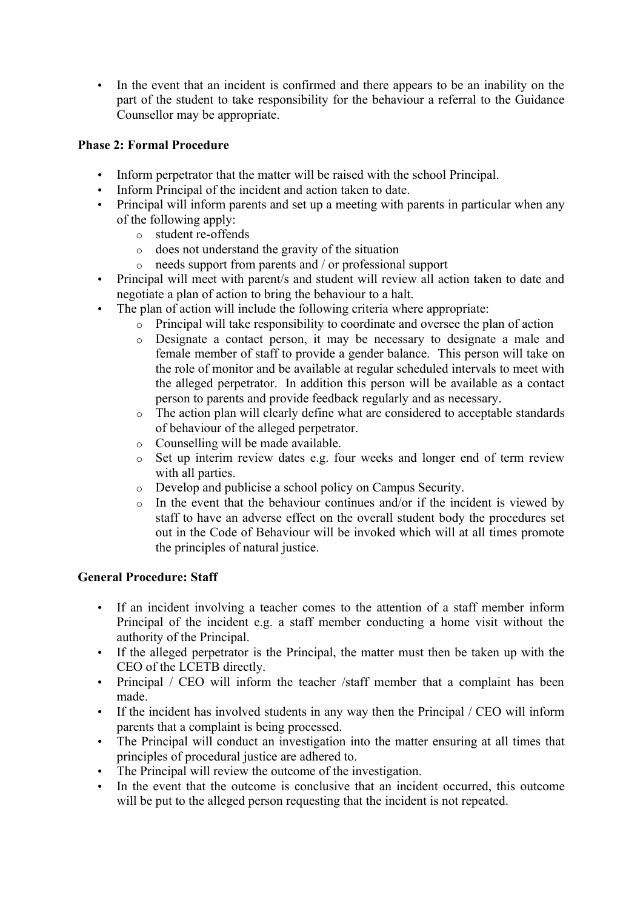- In the event that an incident is confirmed and there appears to be an inability on the part of the student to take responsibility for the behaviour a referral to the Guidance Counsellor may be appropriate.

**Phase 2: Formal Procedure**

- Inform perpetrator that the matter will be raised with the school Principal.
- Inform Principal of the incident and action taken to date.
- Principal will inform parents and set up a meeting with parents in particular when any of the following apply:
  - student re-offends
  - does not understand the gravity of the situation
  - needs support from parents and / or professional support
- Principal will meet with parent/s and student will review all action taken to date and negotiate a plan of action to bring the behaviour to a halt.
- The plan of action will include the following criteria where appropriate:
  - Principal will take responsibility to coordinate and oversee the plan of action
  - Designate a contact person, it may be necessary to designate a male and female member of staff to provide a gender balance. This person will take on the role of monitor and be available at regular scheduled intervals to meet with the alleged perpetrator. In addition this person will be available as a contact person to parents and provide feedback regularly and as necessary.
  - The action plan will clearly define what are considered to acceptable standards of behaviour of the alleged perpetrator.
  - Counselling will be made available.
  - Set up interim review dates e.g. four weeks and longer end of term review with all parties.
  - Develop and publicise a school policy on Campus Security.
  - In the event that the behaviour continues and/or if the incident is viewed by staff to have an adverse effect on the overall student body the procedures set out in the Code of Behaviour will be invoked which will at all times promote the principles of natural justice.

**General Procedure: Staff**

- If an incident involving a teacher comes to the attention of a staff member inform Principal of the incident e.g. a staff member conducting a home visit without the authority of the Principal.
- If the alleged perpetrator is the Principal, the matter must then be taken up with the CEO of the LCETB directly.
- Principal / CEO will inform the teacher /staff member that a complaint has been made.
- If the incident has involved students in any way then the Principal / CEO will inform parents that a complaint is being processed.
- The Principal will conduct an investigation into the matter ensuring at all times that principles of procedural justice are adhered to.
- The Principal will review the outcome of the investigation.
- In the event that the outcome is conclusive that an incident occurred, this outcome will be put to the alleged person requesting that the incident is not repeated.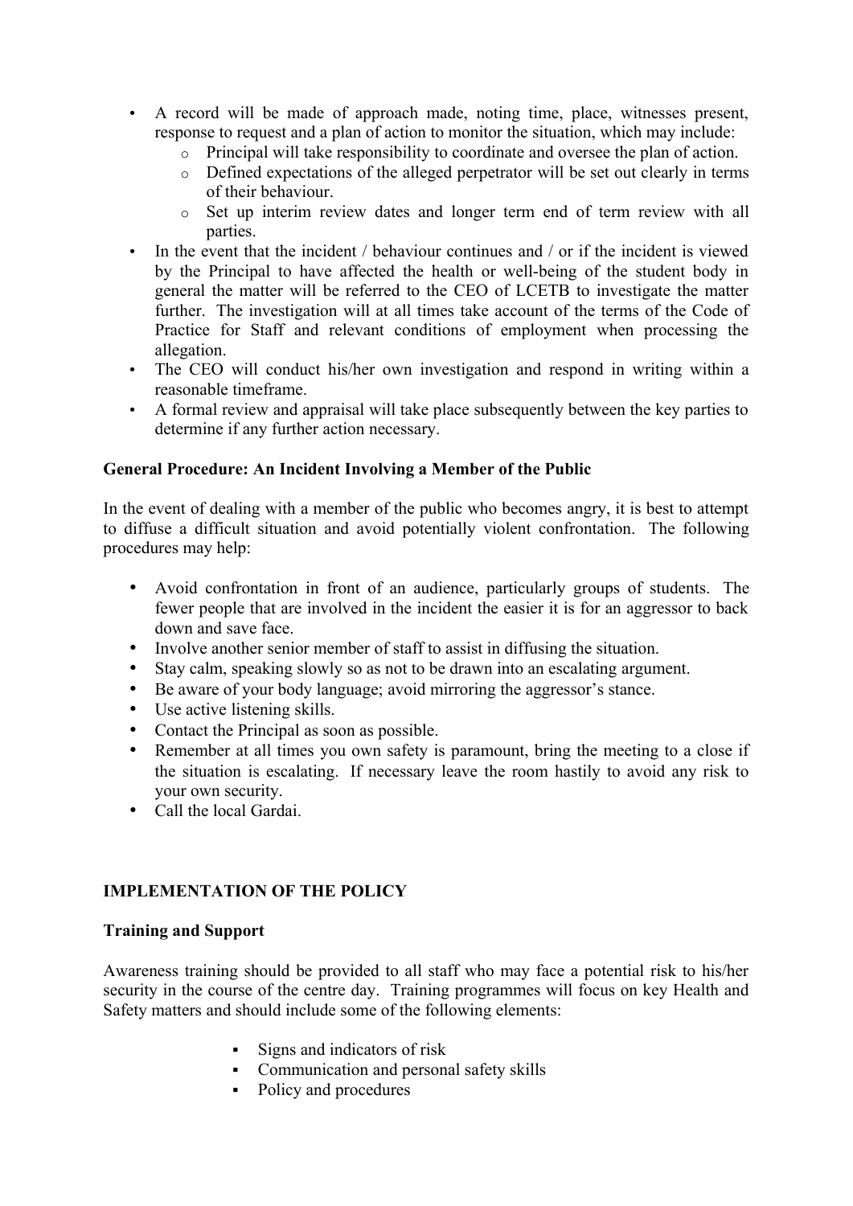- A record will be made of approach made, noting time, place, witnesses present, response to request and a plan of action to monitor the situation, which may include:
  - Principal will take responsibility to coordinate and oversee the plan of action.
  - Defined expectations of the alleged perpetrator will be set out clearly in terms of their behaviour.
  - Set up interim review dates and longer term end of term review with all parties.
- In the event that the incident / behaviour continues and / or if the incident is viewed by the Principal to have affected the health or well-being of the student body in general the matter will be referred to the CEO of LCETB to investigate the matter further. The investigation will at all times take account of the terms of the Code of Practice for Staff and relevant conditions of employment when processing the allegation.
- The CEO will conduct his/her own investigation and respond in writing within a reasonable timeframe.
- A formal review and appraisal will take place subsequently between the key parties to determine if any further action necessary.

**General Procedure: An Incident Involving a Member of the Public**

In the event of dealing with a member of the public who becomes angry, it is best to attempt to diffuse a difficult situation and avoid potentially violent confrontation. The following procedures may help:

- Avoid confrontation in front of an audience, particularly groups of students. The fewer people that are involved in the incident the easier it is for an aggressor to back down and save face.
- Involve another senior member of staff to assist in diffusing the situation.
- Stay calm, speaking slowly so as not to be drawn into an escalating argument.
- Be aware of your body language; avoid mirroring the aggressor's stance.
- Use active listening skills.
- Contact the Principal as soon as possible.
- Remember at all times you own safety is paramount, bring the meeting to a close if the situation is escalating. If necessary leave the room hastily to avoid any risk to your own security.
- Call the local Gardai.

**IMPLEMENTATION OF THE POLICY**

**Training and Support**

Awareness training should be provided to all staff who may face a potential risk to his/her security in the course of the centre day. Training programmes will focus on key Health and Safety matters and should include some of the following elements:

- Signs and indicators of risk
- Communication and personal safety skills
- Policy and procedures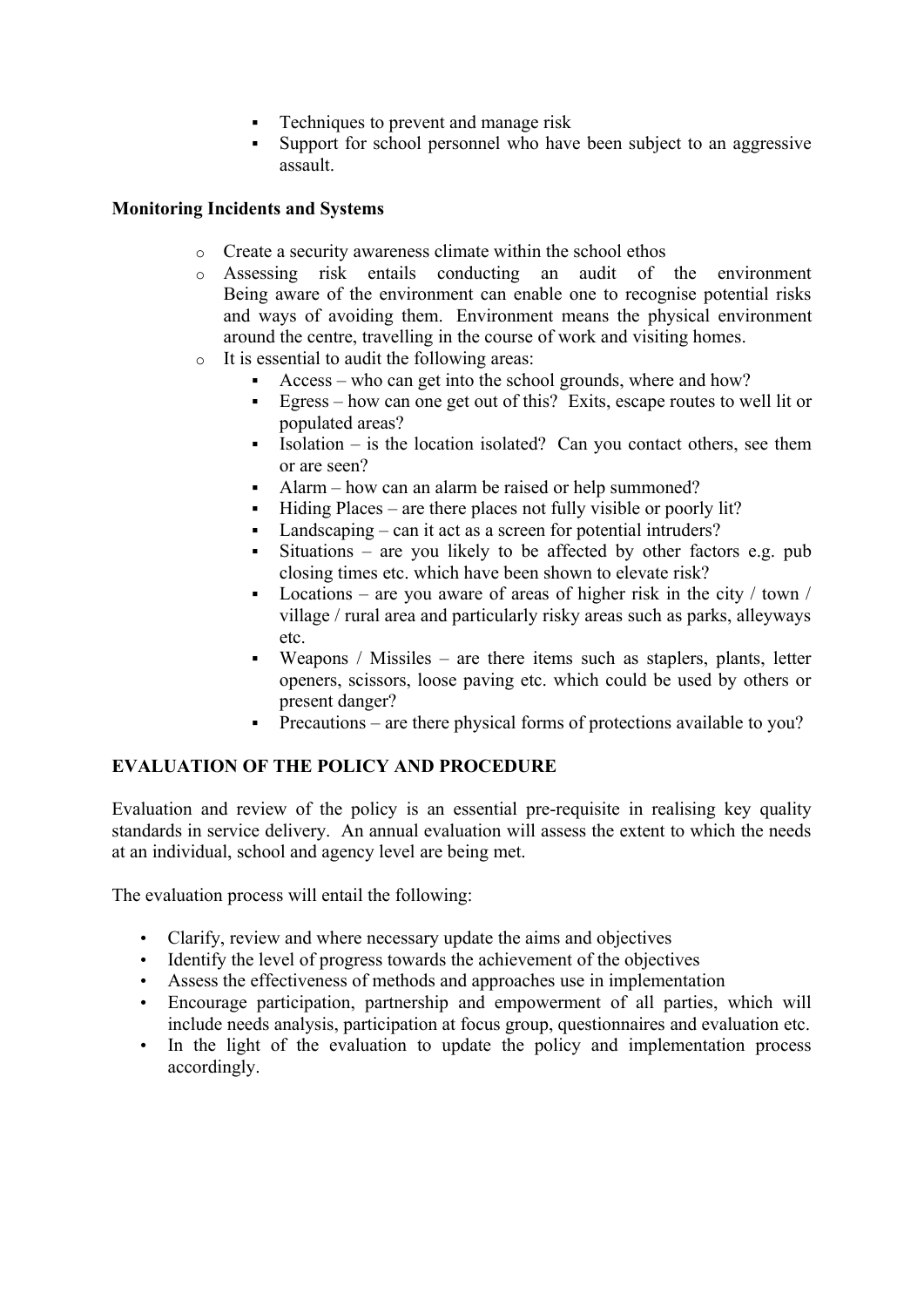- Techniques to prevent and manage risk
- Support for school personnel who have been subject to an aggressive assault.

**Monitoring Incidents and Systems**

- Create a security awareness climate within the school ethos
- Assessing risk entails conducting an audit of the environment Being aware of the environment can enable one to recognise potential risks and ways of avoiding them. Environment means the physical environment around the centre, travelling in the course of work and visiting homes.
- It is essential to audit the following areas:
  - Access – who can get into the school grounds, where and how?
  - Egress – how can one get out of this? Exits, escape routes to well lit or populated areas?
  - Isolation – is the location isolated? Can you contact others, see them or are seen?
  - Alarm – how can an alarm be raised or help summoned?
  - Hiding Places – are there places not fully visible or poorly lit?
  - Landscaping – can it act as a screen for potential intruders?
  - Situations – are you likely to be affected by other factors e.g. pub closing times etc. which have been shown to elevate risk?
  - Locations – are you aware of areas of higher risk in the city / town / village / rural area and particularly risky areas such as parks, alleyways etc.
  - Weapons / Missiles – are there items such as staplers, plants, letter openers, scissors, loose paving etc. which could be used by others or present danger?
  - Precautions – are there physical forms of protections available to you?

**EVALUATION OF THE POLICY AND PROCEDURE**

Evaluation and review of the policy is an essential pre-requisite in realising key quality standards in service delivery. An annual evaluation will assess the extent to which the needs at an individual, school and agency level are being met.

The evaluation process will entail the following:

- Clarify, review and where necessary update the aims and objectives
- Identify the level of progress towards the achievement of the objectives
- Assess the effectiveness of methods and approaches use in implementation
- Encourage participation, partnership and empowerment of all parties, which will include needs analysis, participation at focus group, questionnaires and evaluation etc.
- In the light of the evaluation to update the policy and implementation process accordingly.